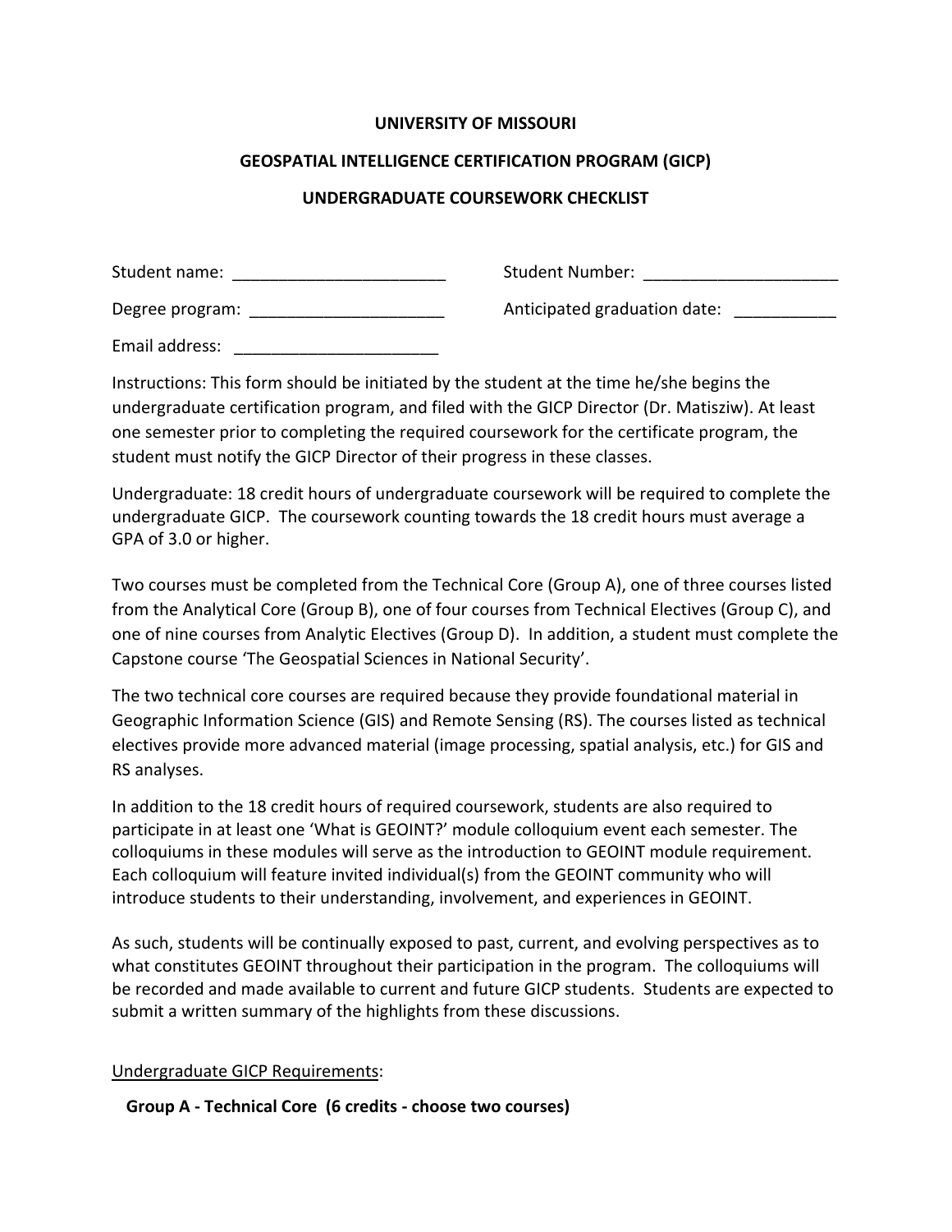**UNIVERSITY OF MISSOURI**

**GEOSPATIAL INTELLIGENCE CERTIFICATION PROGRAM (GICP)**

**UNDERGRADUATE COURSEWORK CHECKLIST**

Student name: ________________________ Student Number: ______________________

Degree program: ______________________ Anticipated graduation date: ___________

Email address: ______________________

Instructions: This form should be initiated by the student at the time he/she begins the undergraduate certification program, and filed with the GICP Director (Dr. Matisziw). At least one semester prior to completing the required coursework for the certificate program, the student must notify the GICP Director of their progress in these classes.

Undergraduate: 18 credit hours of undergraduate coursework will be required to complete the undergraduate GICP. The coursework counting towards the 18 credit hours must average a GPA of 3.0 or higher.

Two courses must be completed from the Technical Core (Group A), one of three courses listed from the Analytical Core (Group B), one of four courses from Technical Electives (Group C), and one of nine courses from Analytic Electives (Group D). In addition, a student must complete the Capstone course 'The Geospatial Sciences in National Security'.

The two technical core courses are required because they provide foundational material in Geographic Information Science (GIS) and Remote Sensing (RS). The courses listed as technical electives provide more advanced material (image processing, spatial analysis, etc.) for GIS and RS analyses.

In addition to the 18 credit hours of required coursework, students are also required to participate in at least one 'What is GEOINT?' module colloquium event each semester. The colloquiums in these modules will serve as the introduction to GEOINT module requirement. Each colloquium will feature invited individual(s) from the GEOINT community who will introduce students to their understanding, involvement, and experiences in GEOINT.

As such, students will be continually exposed to past, current, and evolving perspectives as to what constitutes GEOINT throughout their participation in the program. The colloquiums will be recorded and made available to current and future GICP students. Students are expected to submit a written summary of the highlights from these discussions.

<u>Undergraduate GICP Requirements</u>:

**Group A - Technical Core (6 credits - choose two courses)**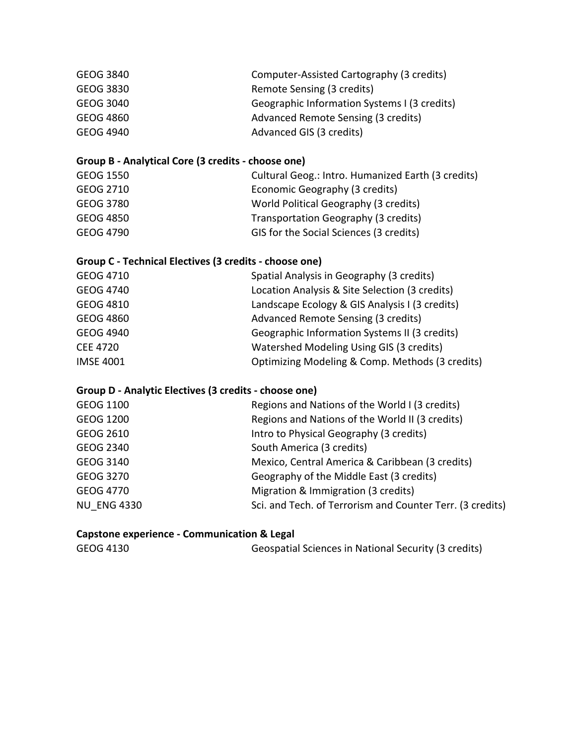| | |
|---|---|
| GEOG 3840 | Computer-Assisted Cartography (3 credits) |
| GEOG 3830 | Remote Sensing (3 credits) |
| GEOG 3040 | Geographic Information Systems I (3 credits) |
| GEOG 4860 | Advanced Remote Sensing (3 credits) |
| GEOG 4940 | Advanced GIS (3 credits) |

**Group B - Analytical Core (3 credits - choose one)**

| | |
|---|---|
| GEOG 1550 | Cultural Geog.: Intro. Humanized Earth (3 credits) |
| GEOG 2710 | Economic Geography (3 credits) |
| GEOG 3780 | World Political Geography (3 credits) |
| GEOG 4850 | Transportation Geography (3 credits) |
| GEOG 4790 | GIS for the Social Sciences (3 credits) |

**Group C - Technical Electives (3 credits - choose one)**

| | |
|---|---|
| GEOG 4710 | Spatial Analysis in Geography (3 credits) |
| GEOG 4740 | Location Analysis & Site Selection (3 credits) |
| GEOG 4810 | Landscape Ecology & GIS Analysis I (3 credits) |
| GEOG 4860 | Advanced Remote Sensing (3 credits) |
| GEOG 4940 | Geographic Information Systems II (3 credits) |
| CEE 4720 | Watershed Modeling Using GIS (3 credits) |
| IMSE 4001 | Optimizing Modeling & Comp. Methods (3 credits) |

**Group D - Analytic Electives (3 credits - choose one)**

| | |
|---|---|
| GEOG 1100 | Regions and Nations of the World I (3 credits) |
| GEOG 1200 | Regions and Nations of the World II (3 credits) |
| GEOG 2610 | Intro to Physical Geography (3 credits) |
| GEOG 2340 | South America (3 credits) |
| GEOG 3140 | Mexico, Central America & Caribbean (3 credits) |
| GEOG 3270 | Geography of the Middle East (3 credits) |
| GEOG 4770 | Migration & Immigration (3 credits) |
| NU_ENG 4330 | Sci. and Tech. of Terrorism and Counter Terr. (3 credits) |

**Capstone experience - Communication & Legal**

| | |
|---|---|
| GEOG 4130 | Geospatial Sciences in National Security (3 credits) |